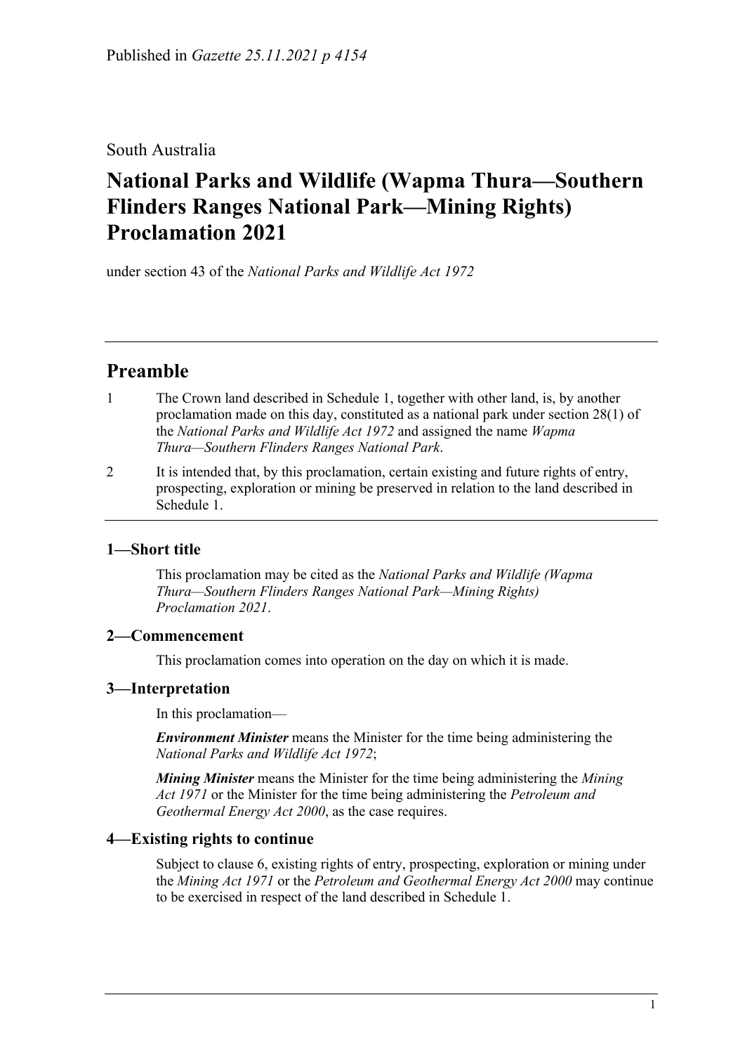Published in *Gazette 25.11.2021 p 4154*

South Australia

# National Parks and Wildlife (Wapma Thura—Southern Flinders Ranges National Park—Mining Rights) Proclamation 2021

under section 43 of the *National Parks and Wildlife Act 1972*

## Preamble

1 The Crown land described in Schedule 1, together with other land, is, by another proclamation made on this day, constituted as a national park under section 28(1) of the *National Parks and Wildlife Act 1972* and assigned the name *Wapma Thura—Southern Flinders Ranges National Park*.

2 It is intended that, by this proclamation, certain existing and future rights of entry, prospecting, exploration or mining be preserved in relation to the land described in Schedule 1.

### 1—Short title

This proclamation may be cited as the *National Parks and Wildlife (Wapma Thura—Southern Flinders Ranges National Park—Mining Rights) Proclamation 2021*.

### 2—Commencement

This proclamation comes into operation on the day on which it is made.

### 3—Interpretation

In this proclamation—

***Environment Minister*** means the Minister for the time being administering the *National Parks and Wildlife Act 1972*;

***Mining Minister*** means the Minister for the time being administering the *Mining Act 1971* or the Minister for the time being administering the *Petroleum and Geothermal Energy Act 2000*, as the case requires.

### 4—Existing rights to continue

Subject to clause 6, existing rights of entry, prospecting, exploration or mining under the *Mining Act 1971* or the *Petroleum and Geothermal Energy Act 2000* may continue to be exercised in respect of the land described in Schedule 1.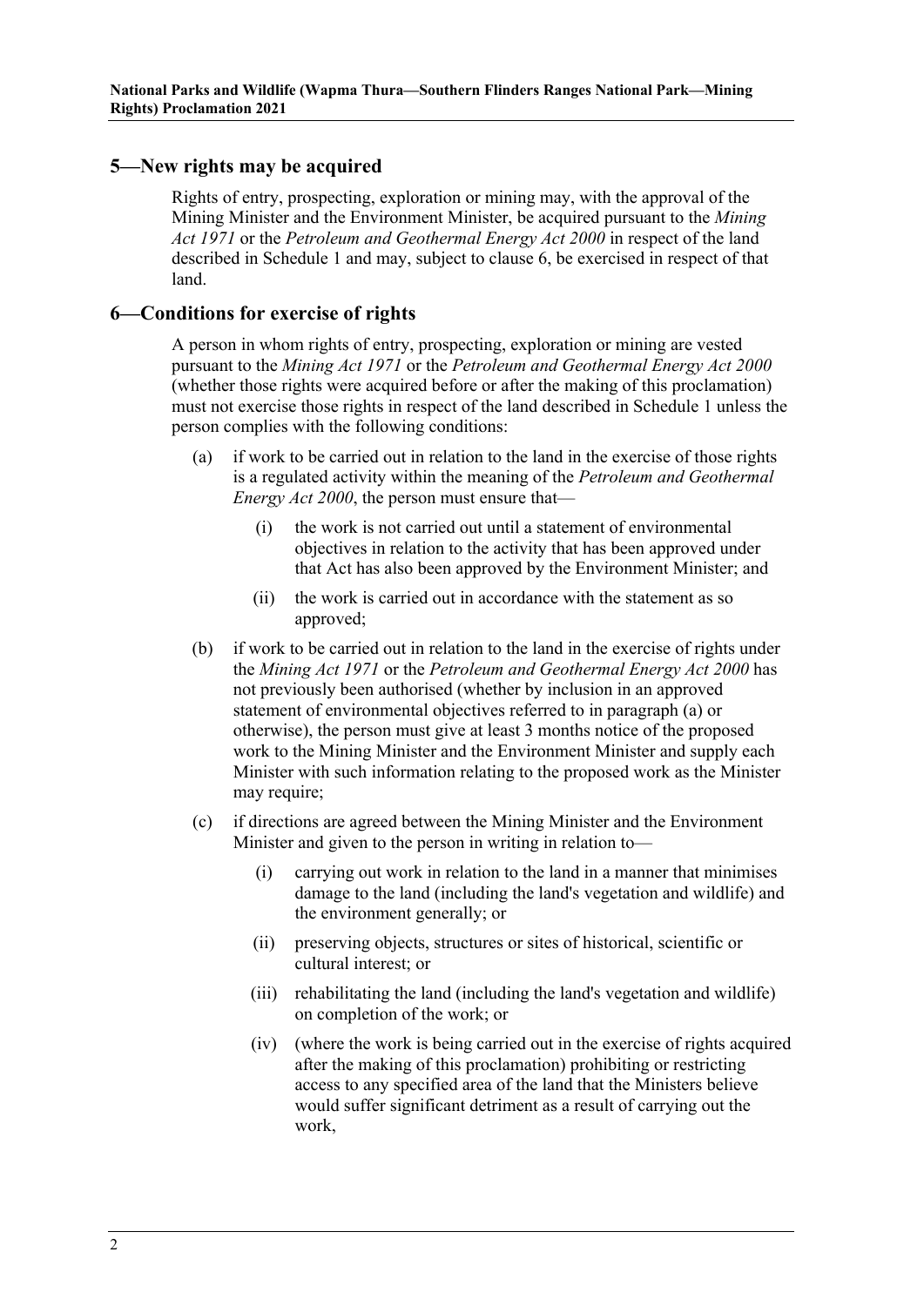## 5—New rights may be acquired

Rights of entry, prospecting, exploration or mining may, with the approval of the Mining Minister and the Environment Minister, be acquired pursuant to the *Mining Act 1971* or the *Petroleum and Geothermal Energy Act 2000* in respect of the land described in Schedule 1 and may, subject to clause 6, be exercised in respect of that land.

## 6—Conditions for exercise of rights

A person in whom rights of entry, prospecting, exploration or mining are vested pursuant to the *Mining Act 1971* or the *Petroleum and Geothermal Energy Act 2000* (whether those rights were acquired before or after the making of this proclamation) must not exercise those rights in respect of the land described in Schedule 1 unless the person complies with the following conditions:

(a) if work to be carried out in relation to the land in the exercise of those rights is a regulated activity within the meaning of the *Petroleum and Geothermal Energy Act 2000*, the person must ensure that—

  (i) the work is not carried out until a statement of environmental objectives in relation to the activity that has been approved under that Act has also been approved by the Environment Minister; and

  (ii) the work is carried out in accordance with the statement as so approved;

(b) if work to be carried out in relation to the land in the exercise of rights under the *Mining Act 1971* or the *Petroleum and Geothermal Energy Act 2000* has not previously been authorised (whether by inclusion in an approved statement of environmental objectives referred to in paragraph (a) or otherwise), the person must give at least 3 months notice of the proposed work to the Mining Minister and the Environment Minister and supply each Minister with such information relating to the proposed work as the Minister may require;

(c) if directions are agreed between the Mining Minister and the Environment Minister and given to the person in writing in relation to—

  (i) carrying out work in relation to the land in a manner that minimises damage to the land (including the land's vegetation and wildlife) and the environment generally; or

  (ii) preserving objects, structures or sites of historical, scientific or cultural interest; or

  (iii) rehabilitating the land (including the land's vegetation and wildlife) on completion of the work; or

  (iv) (where the work is being carried out in the exercise of rights acquired after the making of this proclamation) prohibiting or restricting access to any specified area of the land that the Ministers believe would suffer significant detriment as a result of carrying out the work,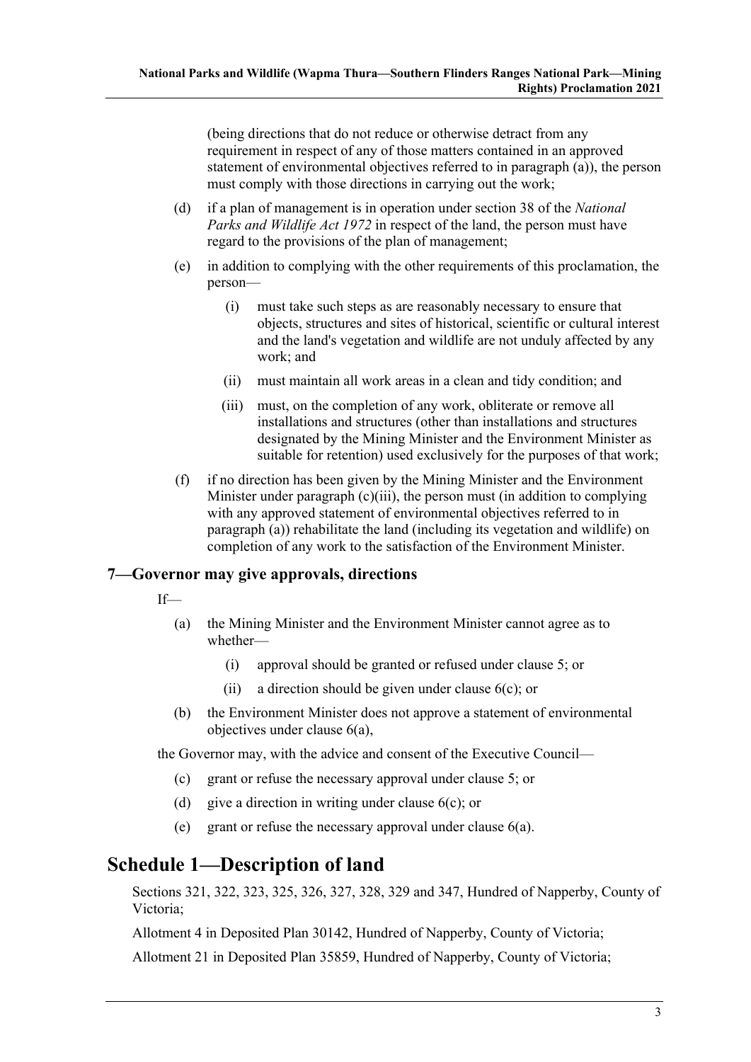(being directions that do not reduce or otherwise detract from any requirement in respect of any of those matters contained in an approved statement of environmental objectives referred to in paragraph (a)), the person must comply with those directions in carrying out the work;

(d) if a plan of management is in operation under section 38 of the *National Parks and Wildlife Act 1972* in respect of the land, the person must have regard to the provisions of the plan of management;

(e) in addition to complying with the other requirements of this proclamation, the person—

  (i) must take such steps as are reasonably necessary to ensure that objects, structures and sites of historical, scientific or cultural interest and the land's vegetation and wildlife are not unduly affected by any work; and

  (ii) must maintain all work areas in a clean and tidy condition; and

  (iii) must, on the completion of any work, obliterate or remove all installations and structures (other than installations and structures designated by the Mining Minister and the Environment Minister as suitable for retention) used exclusively for the purposes of that work;

(f) if no direction has been given by the Mining Minister and the Environment Minister under paragraph (c)(iii), the person must (in addition to complying with any approved statement of environmental objectives referred to in paragraph (a)) rehabilitate the land (including its vegetation and wildlife) on completion of any work to the satisfaction of the Environment Minister.

### 7—Governor may give approvals, directions

If—

(a) the Mining Minister and the Environment Minister cannot agree as to whether—

  (i) approval should be granted or refused under clause 5; or

  (ii) a direction should be given under clause 6(c); or

(b) the Environment Minister does not approve a statement of environmental objectives under clause 6(a),

the Governor may, with the advice and consent of the Executive Council—

(c) grant or refuse the necessary approval under clause 5; or

(d) give a direction in writing under clause 6(c); or

(e) grant or refuse the necessary approval under clause 6(a).

## Schedule 1—Description of land

Sections 321, 322, 323, 325, 326, 327, 328, 329 and 347, Hundred of Napperby, County of Victoria;

Allotment 4 in Deposited Plan 30142, Hundred of Napperby, County of Victoria;

Allotment 21 in Deposited Plan 35859, Hundred of Napperby, County of Victoria;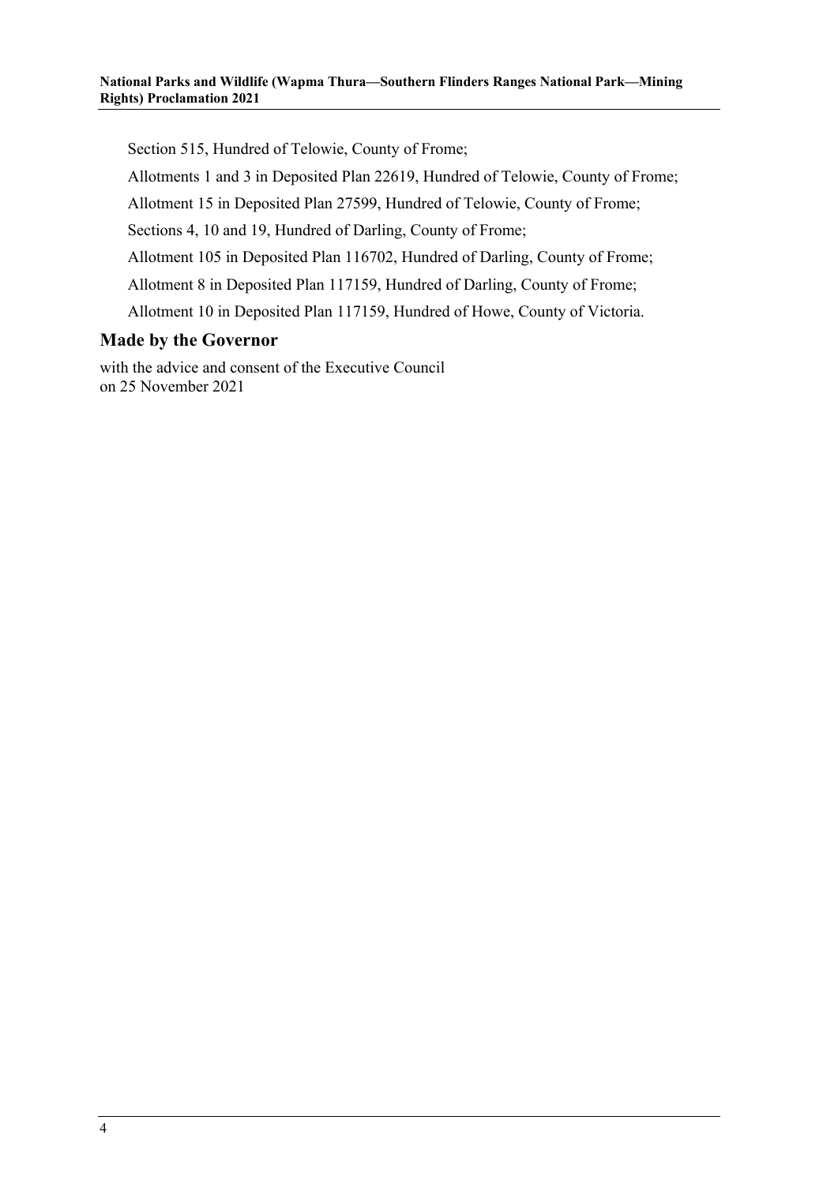Section 515, Hundred of Telowie, County of Frome;

Allotments 1 and 3 in Deposited Plan 22619, Hundred of Telowie, County of Frome;

Allotment 15 in Deposited Plan 27599, Hundred of Telowie, County of Frome;

Sections 4, 10 and 19, Hundred of Darling, County of Frome;

Allotment 105 in Deposited Plan 116702, Hundred of Darling, County of Frome;

Allotment 8 in Deposited Plan 117159, Hundred of Darling, County of Frome;

Allotment 10 in Deposited Plan 117159, Hundred of Howe, County of Victoria.

## Made by the Governor

with the advice and consent of the Executive Council
on 25 November 2021